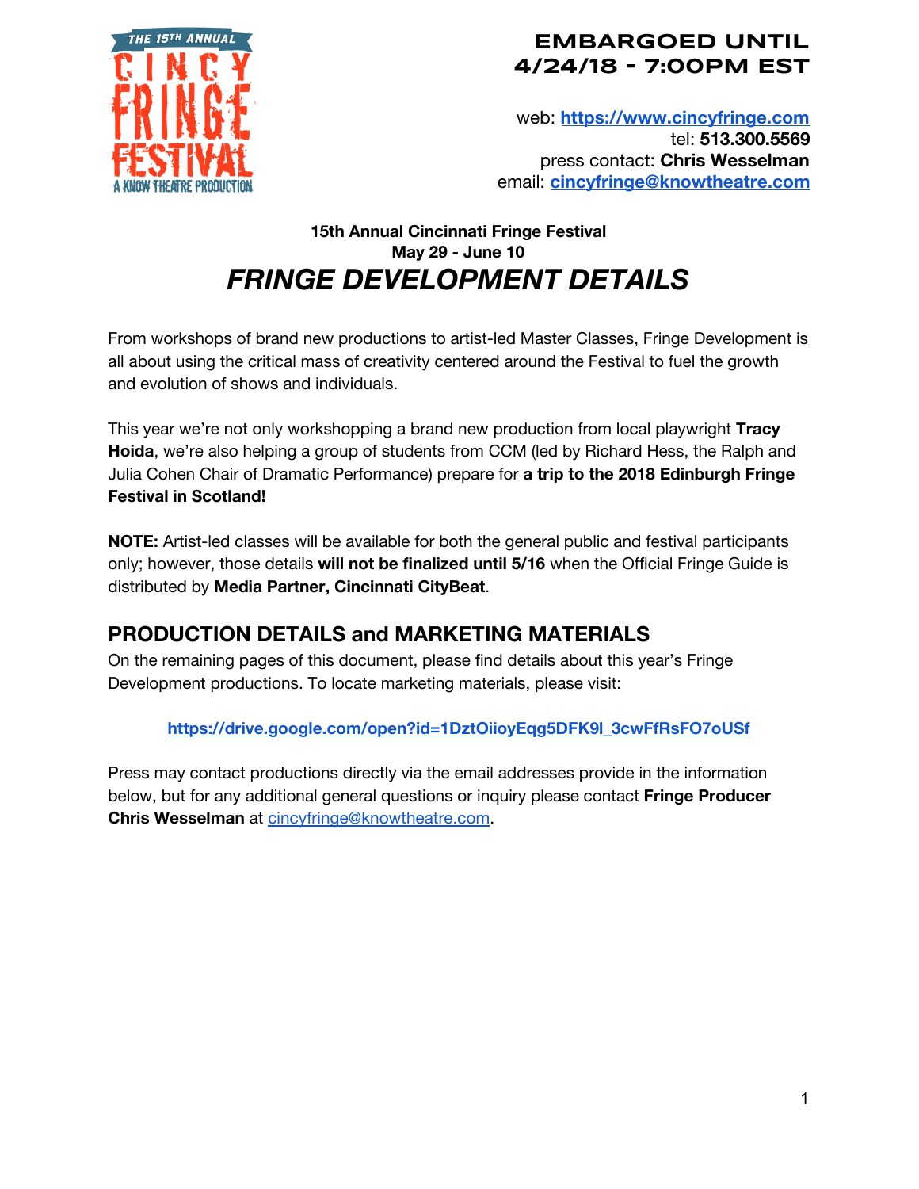**EMBARGOED UNTIL 4/24/18 - 7:00PM EST**

web: **https://www.cincyfringe.com**
tel: **513.300.5569**
press contact: **Chris Wesselman**
email: **cincyfringe@knowtheatre.com**

**15th Annual Cincinnati Fringe Festival**
**May 29 - June 10**

# *FRINGE DEVELOPMENT DETAILS*

From workshops of brand new productions to artist-led Master Classes, Fringe Development is all about using the critical mass of creativity centered around the Festival to fuel the growth and evolution of shows and individuals.

This year we're not only workshopping a brand new production from local playwright **Tracy Hoida**, we're also helping a group of students from CCM (led by Richard Hess, the Ralph and Julia Cohen Chair of Dramatic Performance) prepare for **a trip to the 2018 Edinburgh Fringe Festival in Scotland!**

**NOTE:** Artist-led classes will be available for both the general public and festival participants only; however, those details **will not be finalized until 5/16** when the Official Fringe Guide is distributed by **Media Partner, Cincinnati CityBeat**.

## PRODUCTION DETAILS and MARKETING MATERIALS

On the remaining pages of this document, please find details about this year's Fringe Development productions. To locate marketing materials, please visit:

**https://drive.google.com/open?id=1DztOiioyEqg5DFK9l_3cwFfRsFO7oUSf**

Press may contact productions directly via the email addresses provide in the information below, but for any additional general questions or inquiry please contact **Fringe Producer Chris Wesselman** at cincyfringe@knowtheatre.com.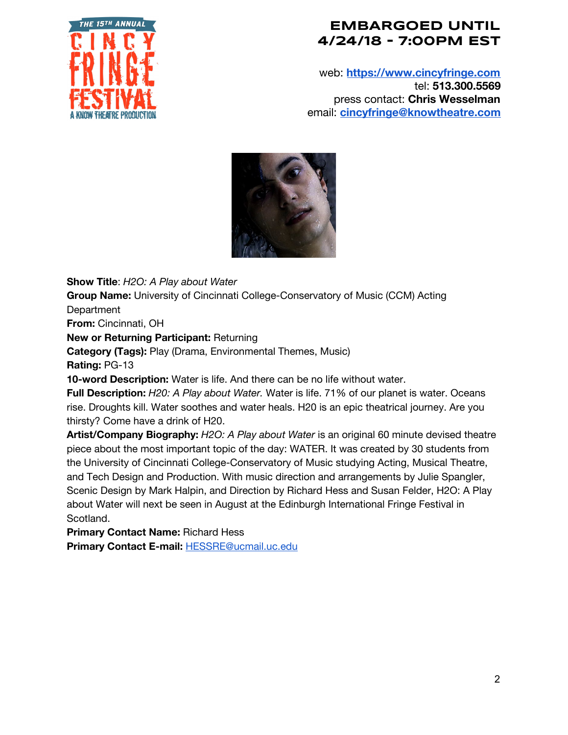**EMBARGOED UNTIL 4/24/18 - 7:00PM EST**

web: **https://www.cincyfringe.com**
tel: **513.300.5569**
press contact: **Chris Wesselman**
email: **cincyfringe@knowtheatre.com**

**Show Title**: *H2O: A Play about Water*
**Group Name:** University of Cincinnati College-Conservatory of Music (CCM) Acting Department
**From:** Cincinnati, OH
**New or Returning Participant:** Returning
**Category (Tags):** Play (Drama, Environmental Themes, Music)
**Rating:** PG-13
**10-word Description:** Water is life. And there can be no life without water.
**Full Description:** *H20: A Play about Water.* Water is life. 71% of our planet is water. Oceans rise. Droughts kill. Water soothes and water heals. H20 is an epic theatrical journey. Are you thirsty? Come have a drink of H20.
**Artist/Company Biography:** *H2O: A Play about Water* is an original 60 minute devised theatre piece about the most important topic of the day: WATER. It was created by 30 students from the University of Cincinnati College-Conservatory of Music studying Acting, Musical Theatre, and Tech Design and Production. With music direction and arrangements by Julie Spangler, Scenic Design by Mark Halpin, and Direction by Richard Hess and Susan Felder, H2O: A Play about Water will next be seen in August at the Edinburgh International Fringe Festival in Scotland.
**Primary Contact Name:** Richard Hess
**Primary Contact E-mail:** HESSRE@ucmail.uc.edu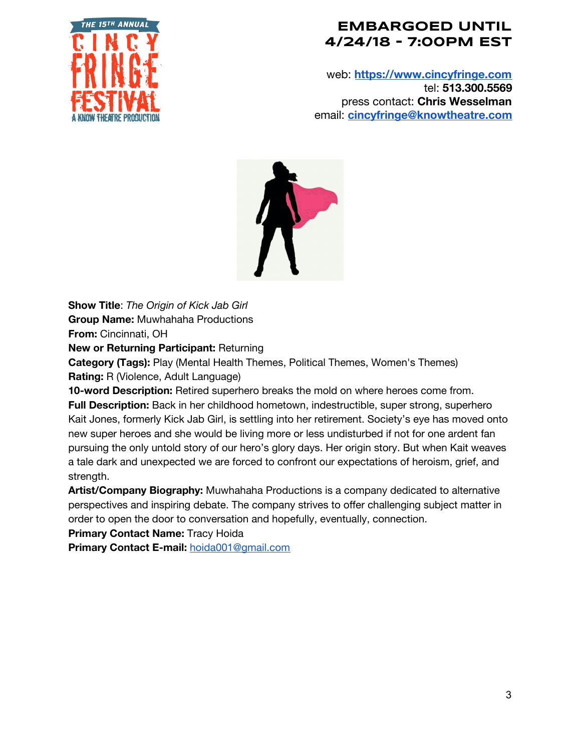**EMBARGOED UNTIL 4/24/18 - 7:00PM EST**

web: **https://www.cincyfringe.com**
tel: **513.300.5569**
press contact: **Chris Wesselman**
email: **cincyfringe@knowtheatre.com**

**Show Title**: *The Origin of Kick Jab Girl*
**Group Name:** Muwhahaha Productions
**From:** Cincinnati, OH
**New or Returning Participant:** Returning
**Category (Tags):** Play (Mental Health Themes, Political Themes, Women's Themes)
**Rating:** R (Violence, Adult Language)
**10-word Description:** Retired superhero breaks the mold on where heroes come from.
**Full Description:** Back in her childhood hometown, indestructible, super strong, superhero Kait Jones, formerly Kick Jab Girl, is settling into her retirement. Society's eye has moved onto new super heroes and she would be living more or less undisturbed if not for one ardent fan pursuing the only untold story of our hero's glory days. Her origin story. But when Kait weaves a tale dark and unexpected we are forced to confront our expectations of heroism, grief, and strength.
**Artist/Company Biography:** Muwhahaha Productions is a company dedicated to alternative perspectives and inspiring debate. The company strives to offer challenging subject matter in order to open the door to conversation and hopefully, eventually, connection.
**Primary Contact Name:** Tracy Hoida
**Primary Contact E-mail:** hoida001@gmail.com